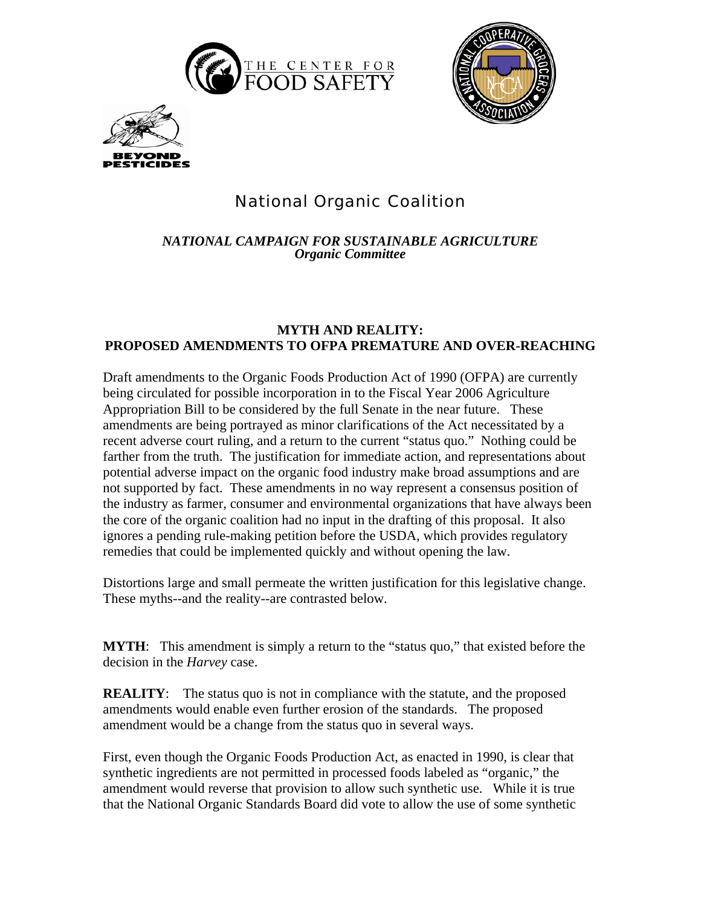THE CENTER FOR FOOD SAFETY

NATIONAL COOPERATIVE GROCERS ASSOCIATION

BEYOND PESTICIDES

National Organic Coalition

***NATIONAL CAMPAIGN FOR SUSTAINABLE AGRICULTURE***
***Organic Committee***

## MYTH AND REALITY: PROPOSED AMENDMENTS TO OFPA PREMATURE AND OVER-REACHING

Draft amendments to the Organic Foods Production Act of 1990 (OFPA) are currently being circulated for possible incorporation in to the Fiscal Year 2006 Agriculture Appropriation Bill to be considered by the full Senate in the near future. These amendments are being portrayed as minor clarifications of the Act necessitated by a recent adverse court ruling, and a return to the current "status quo." Nothing could be farther from the truth. The justification for immediate action, and representations about potential adverse impact on the organic food industry make broad assumptions and are not supported by fact. These amendments in no way represent a consensus position of the industry as farmer, consumer and environmental organizations that have always been the core of the organic coalition had no input in the drafting of this proposal. It also ignores a pending rule-making petition before the USDA, which provides regulatory remedies that could be implemented quickly and without opening the law.

Distortions large and small permeate the written justification for this legislative change. These myths--and the reality--are contrasted below.

**MYTH**: This amendment is simply a return to the "status quo," that existed before the decision in the *Harvey* case.

**REALITY**: The status quo is not in compliance with the statute, and the proposed amendments would enable even further erosion of the standards. The proposed amendment would be a change from the status quo in several ways.

First, even though the Organic Foods Production Act, as enacted in 1990, is clear that synthetic ingredients are not permitted in processed foods labeled as "organic," the amendment would reverse that provision to allow such synthetic use. While it is true that the National Organic Standards Board did vote to allow the use of some synthetic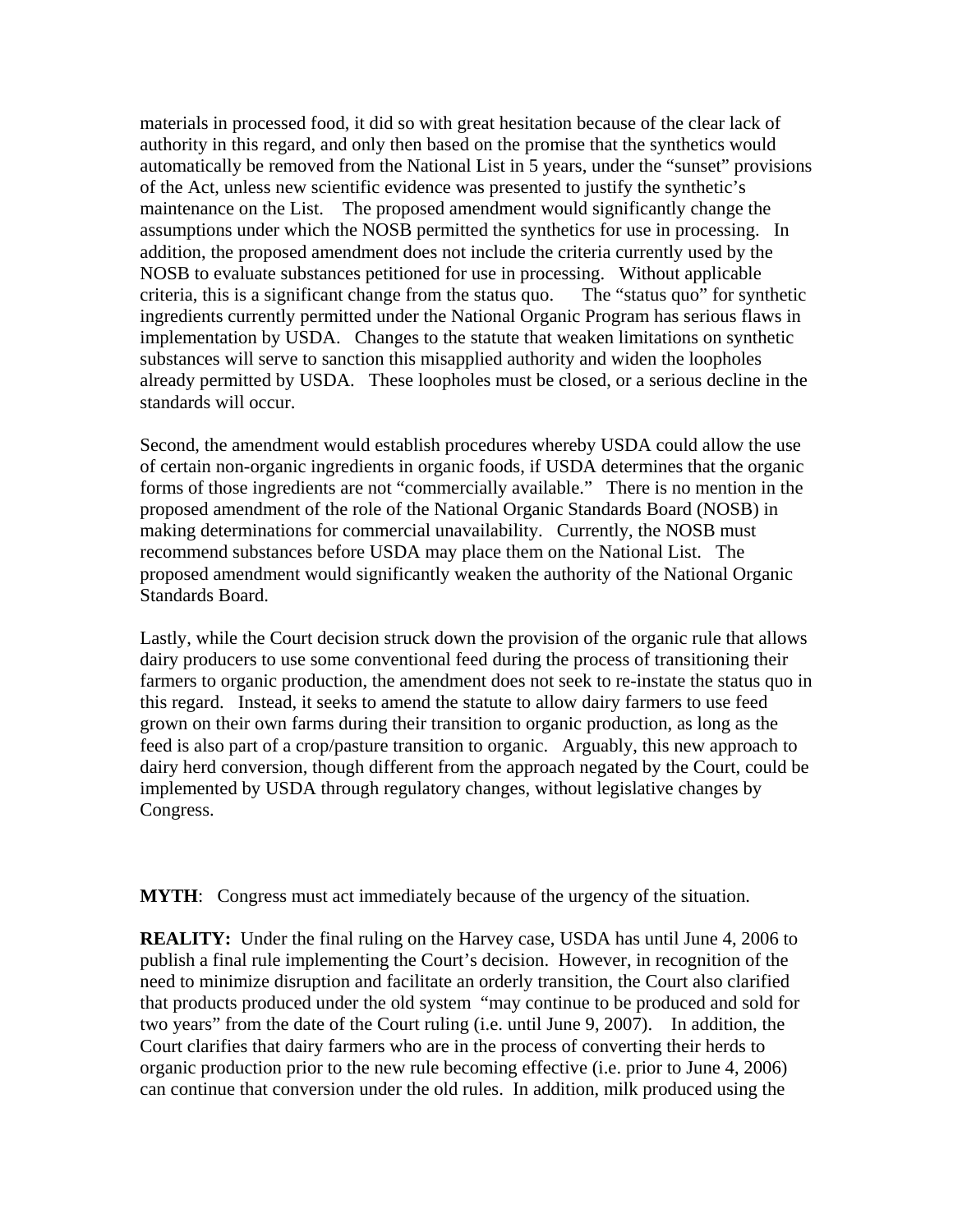materials in processed food, it did so with great hesitation because of the clear lack of authority in this regard, and only then based on the promise that the synthetics would automatically be removed from the National List in 5 years, under the "sunset" provisions of the Act, unless new scientific evidence was presented to justify the synthetic's maintenance on the List. The proposed amendment would significantly change the assumptions under which the NOSB permitted the synthetics for use in processing. In addition, the proposed amendment does not include the criteria currently used by the NOSB to evaluate substances petitioned for use in processing. Without applicable criteria, this is a significant change from the status quo. The "status quo" for synthetic ingredients currently permitted under the National Organic Program has serious flaws in implementation by USDA. Changes to the statute that weaken limitations on synthetic substances will serve to sanction this misapplied authority and widen the loopholes already permitted by USDA. These loopholes must be closed, or a serious decline in the standards will occur.

Second, the amendment would establish procedures whereby USDA could allow the use of certain non-organic ingredients in organic foods, if USDA determines that the organic forms of those ingredients are not "commercially available." There is no mention in the proposed amendment of the role of the National Organic Standards Board (NOSB) in making determinations for commercial unavailability. Currently, the NOSB must recommend substances before USDA may place them on the National List. The proposed amendment would significantly weaken the authority of the National Organic Standards Board.

Lastly, while the Court decision struck down the provision of the organic rule that allows dairy producers to use some conventional feed during the process of transitioning their farmers to organic production, the amendment does not seek to re-instate the status quo in this regard. Instead, it seeks to amend the statute to allow dairy farmers to use feed grown on their own farms during their transition to organic production, as long as the feed is also part of a crop/pasture transition to organic. Arguably, this new approach to dairy herd conversion, though different from the approach negated by the Court, could be implemented by USDA through regulatory changes, without legislative changes by Congress.

**MYTH**: Congress must act immediately because of the urgency of the situation.

**REALITY:** Under the final ruling on the Harvey case, USDA has until June 4, 2006 to publish a final rule implementing the Court's decision. However, in recognition of the need to minimize disruption and facilitate an orderly transition, the Court also clarified that products produced under the old system "may continue to be produced and sold for two years" from the date of the Court ruling (i.e. until June 9, 2007). In addition, the Court clarifies that dairy farmers who are in the process of converting their herds to organic production prior to the new rule becoming effective (i.e. prior to June 4, 2006) can continue that conversion under the old rules. In addition, milk produced using the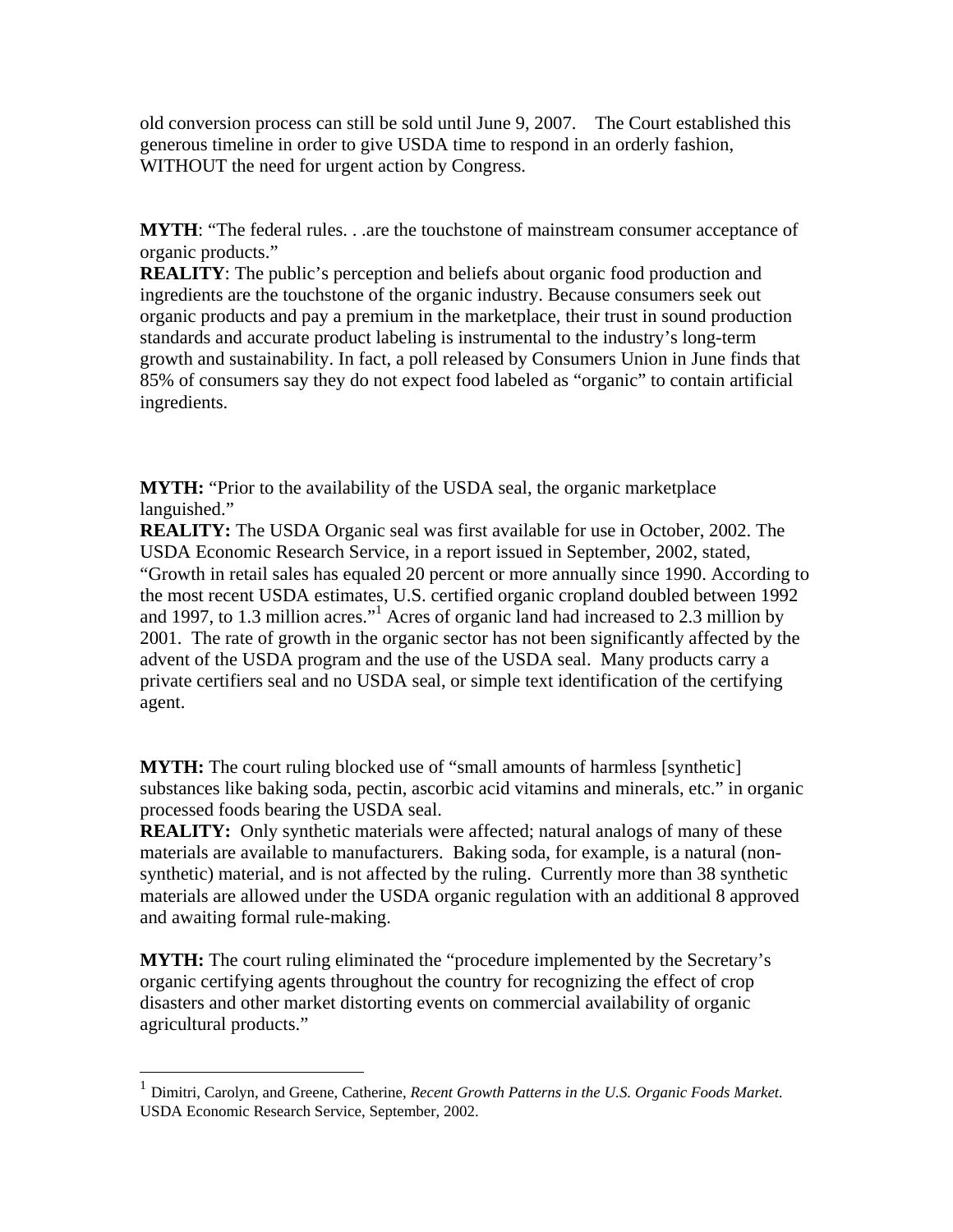old conversion process can still be sold until June 9, 2007. The Court established this generous timeline in order to give USDA time to respond in an orderly fashion, WITHOUT the need for urgent action by Congress.

**MYTH**: "The federal rules. . .are the touchstone of mainstream consumer acceptance of organic products."
**REALITY**: The public's perception and beliefs about organic food production and ingredients are the touchstone of the organic industry. Because consumers seek out organic products and pay a premium in the marketplace, their trust in sound production standards and accurate product labeling is instrumental to the industry's long-term growth and sustainability. In fact, a poll released by Consumers Union in June finds that 85% of consumers say they do not expect food labeled as "organic" to contain artificial ingredients.

**MYTH:** "Prior to the availability of the USDA seal, the organic marketplace languished."
**REALITY:** The USDA Organic seal was first available for use in October, 2002. The USDA Economic Research Service, in a report issued in September, 2002, stated, "Growth in retail sales has equaled 20 percent or more annually since 1990. According to the most recent USDA estimates, U.S. certified organic cropland doubled between 1992 and 1997, to 1.3 million acres."[1] Acres of organic land had increased to 2.3 million by 2001. The rate of growth in the organic sector has not been significantly affected by the advent of the USDA program and the use of the USDA seal. Many products carry a private certifiers seal and no USDA seal, or simple text identification of the certifying agent.

**MYTH:** The court ruling blocked use of "small amounts of harmless [synthetic] substances like baking soda, pectin, ascorbic acid vitamins and minerals, etc." in organic processed foods bearing the USDA seal.
**REALITY:** Only synthetic materials were affected; natural analogs of many of these materials are available to manufacturers. Baking soda, for example, is a natural (non-synthetic) material, and is not affected by the ruling. Currently more than 38 synthetic materials are allowed under the USDA organic regulation with an additional 8 approved and awaiting formal rule-making.

**MYTH:** The court ruling eliminated the "procedure implemented by the Secretary's organic certifying agents throughout the country for recognizing the effect of crop disasters and other market distorting events on commercial availability of organic agricultural products."

---

[1] Dimitri, Carolyn, and Greene, Catherine, *Recent Growth Patterns in the U.S. Organic Foods Market.* USDA Economic Research Service, September, 2002.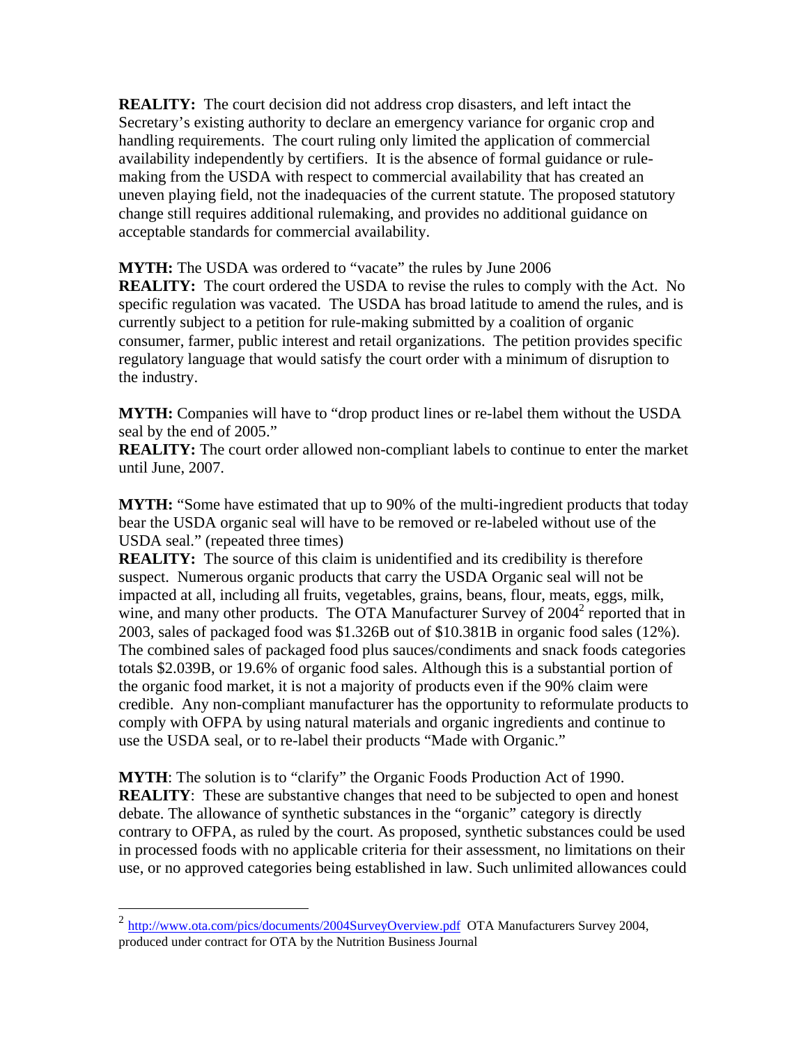**REALITY:** The court decision did not address crop disasters, and left intact the Secretary's existing authority to declare an emergency variance for organic crop and handling requirements. The court ruling only limited the application of commercial availability independently by certifiers. It is the absence of formal guidance or rule-making from the USDA with respect to commercial availability that has created an uneven playing field, not the inadequacies of the current statute. The proposed statutory change still requires additional rulemaking, and provides no additional guidance on acceptable standards for commercial availability.

**MYTH:** The USDA was ordered to "vacate" the rules by June 2006

**REALITY:** The court ordered the USDA to revise the rules to comply with the Act. No specific regulation was vacated. The USDA has broad latitude to amend the rules, and is currently subject to a petition for rule-making submitted by a coalition of organic consumer, farmer, public interest and retail organizations. The petition provides specific regulatory language that would satisfy the court order with a minimum of disruption to the industry.

**MYTH:** Companies will have to "drop product lines or re-label them without the USDA seal by the end of 2005."

**REALITY:** The court order allowed non-compliant labels to continue to enter the market until June, 2007.

**MYTH:** "Some have estimated that up to 90% of the multi-ingredient products that today bear the USDA organic seal will have to be removed or re-labeled without use of the USDA seal." (repeated three times)

**REALITY:** The source of this claim is unidentified and its credibility is therefore suspect. Numerous organic products that carry the USDA Organic seal will not be impacted at all, including all fruits, vegetables, grains, beans, flour, meats, eggs, milk, wine, and many other products. The OTA Manufacturer Survey of 2004[2] reported that in 2003, sales of packaged food was $1.326B out of $10.381B in organic food sales (12%). The combined sales of packaged food plus sauces/condiments and snack foods categories totals $2.039B, or 19.6% of organic food sales. Although this is a substantial portion of the organic food market, it is not a majority of products even if the 90% claim were credible. Any non-compliant manufacturer has the opportunity to reformulate products to comply with OFPA by using natural materials and organic ingredients and continue to use the USDA seal, or to re-label their products "Made with Organic."

**MYTH**: The solution is to "clarify" the Organic Foods Production Act of 1990.

**REALITY**: These are substantive changes that need to be subjected to open and honest debate. The allowance of synthetic substances in the "organic" category is directly contrary to OFPA, as ruled by the court. As proposed, synthetic substances could be used in processed foods with no applicable criteria for their assessment, no limitations on their use, or no approved categories being established in law. Such unlimited allowances could

---

[2] http://www.ota.com/pics/documents/2004SurveyOverview.pdf OTA Manufacturers Survey 2004, produced under contract for OTA by the Nutrition Business Journal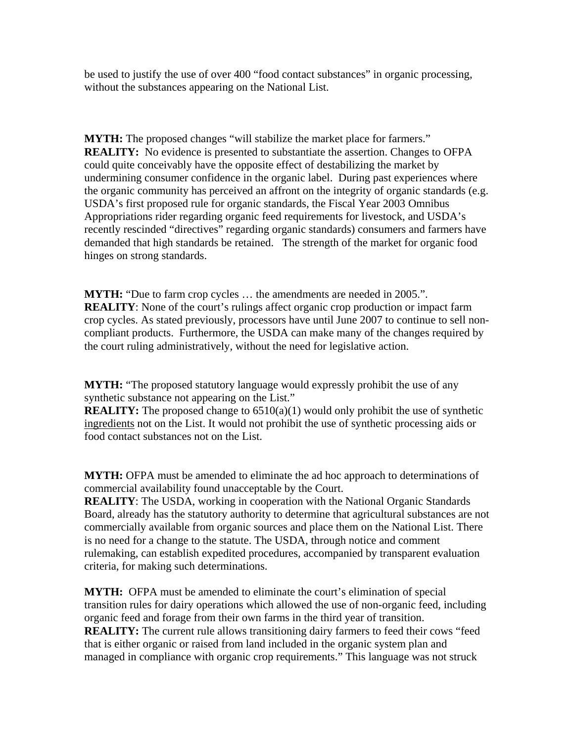be used to justify the use of over 400 "food contact substances" in organic processing, without the substances appearing on the National List.

**MYTH:** The proposed changes "will stabilize the market place for farmers."
**REALITY:** No evidence is presented to substantiate the assertion. Changes to OFPA could quite conceivably have the opposite effect of destabilizing the market by undermining consumer confidence in the organic label. During past experiences where the organic community has perceived an affront on the integrity of organic standards (e.g. USDA's first proposed rule for organic standards, the Fiscal Year 2003 Omnibus Appropriations rider regarding organic feed requirements for livestock, and USDA's recently rescinded "directives" regarding organic standards) consumers and farmers have demanded that high standards be retained. The strength of the market for organic food hinges on strong standards.

**MYTH:** "Due to farm crop cycles … the amendments are needed in 2005.".
**REALITY**: None of the court's rulings affect organic crop production or impact farm crop cycles. As stated previously, processors have until June 2007 to continue to sell non-compliant products. Furthermore, the USDA can make many of the changes required by the court ruling administratively, without the need for legislative action.

**MYTH:** "The proposed statutory language would expressly prohibit the use of any synthetic substance not appearing on the List."
**REALITY:** The proposed change to 6510(a)(1) would only prohibit the use of synthetic <u>ingredients</u> not on the List. It would not prohibit the use of synthetic processing aids or food contact substances not on the List.

**MYTH:** OFPA must be amended to eliminate the ad hoc approach to determinations of commercial availability found unacceptable by the Court.
**REALITY**: The USDA, working in cooperation with the National Organic Standards Board, already has the statutory authority to determine that agricultural substances are not commercially available from organic sources and place them on the National List. There is no need for a change to the statute. The USDA, through notice and comment rulemaking, can establish expedited procedures, accompanied by transparent evaluation criteria, for making such determinations.

**MYTH:** OFPA must be amended to eliminate the court's elimination of special transition rules for dairy operations which allowed the use of non-organic feed, including organic feed and forage from their own farms in the third year of transition.
**REALITY:** The current rule allows transitioning dairy farmers to feed their cows "feed that is either organic or raised from land included in the organic system plan and managed in compliance with organic crop requirements." This language was not struck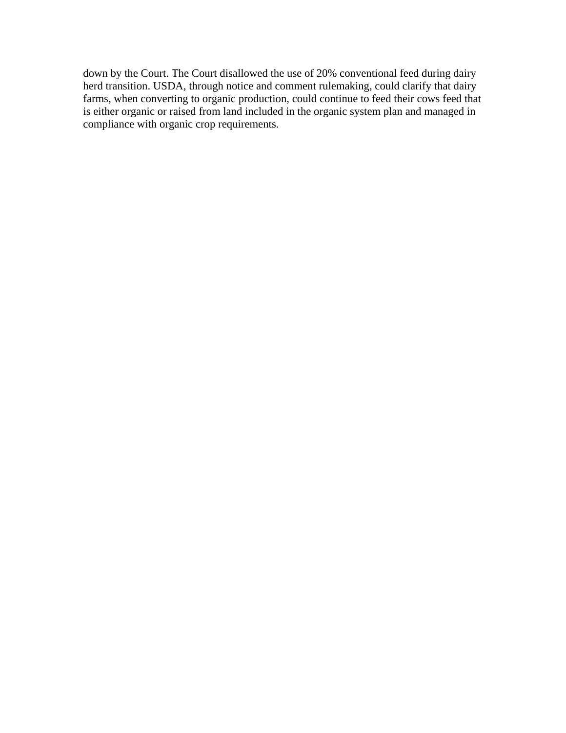down by the Court. The Court disallowed the use of 20% conventional feed during dairy herd transition. USDA, through notice and comment rulemaking, could clarify that dairy farms, when converting to organic production, could continue to feed their cows feed that is either organic or raised from land included in the organic system plan and managed in compliance with organic crop requirements.